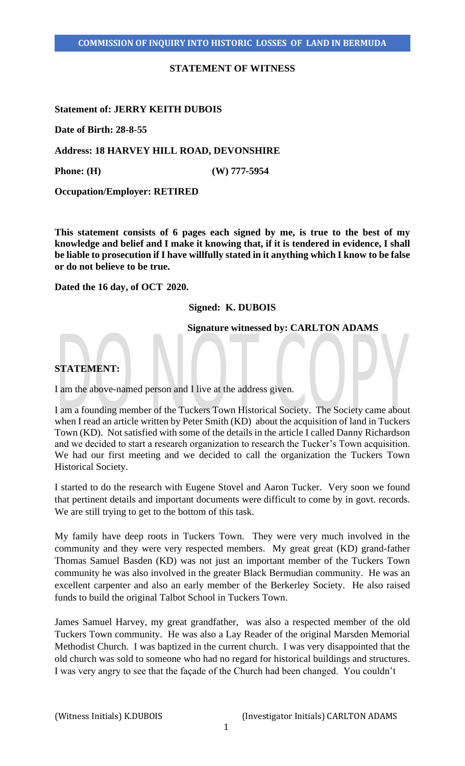**COMMISSION OF INQUIRY INTO HISTORIC LOSSES OF LAND IN BERMUDA**

**STATEMENT OF WITNESS**

**Statement of: JERRY KEITH DUBOIS**

**Date of Birth: 28-8-55**

**Address: 18 HARVEY HILL ROAD, DEVONSHIRE**

**Phone: (H) (W) 777-5954**

**Occupation/Employer: RETIRED**

**This statement consists of 6 pages each signed by me, is true to the best of my knowledge and belief and I make it knowing that, if it is tendered in evidence, I shall be liable to prosecution if I have willfully stated in it anything which I know to be false or do not believe to be true.**

**Dated the 16 day, of OCT 2020.**

**Signed: K. DUBOIS**

**Signature witnessed by: CARLTON ADAMS**

**STATEMENT:**

I am the above-named person and I live at the address given.

I am a founding member of the Tuckers Town Historical Society. The Society came about when I read an article written by Peter Smith (KD) about the acquisition of land in Tuckers Town (KD). Not satisfied with some of the details in the article I called Danny Richardson and we decided to start a research organization to research the Tucker's Town acquisition. We had our first meeting and we decided to call the organization the Tuckers Town Historical Society.

I started to do the research with Eugene Stovel and Aaron Tucker. Very soon we found that pertinent details and important documents were difficult to come by in govt. records. We are still trying to get to the bottom of this task.

My family have deep roots in Tuckers Town. They were very much involved in the community and they were very respected members. My great great (KD) grand-father Thomas Samuel Basden (KD) was not just an important member of the Tuckers Town community he was also involved in the greater Black Bermudian community. He was an excellent carpenter and also an early member of the Berkerley Society. He also raised funds to build the original Talbot School in Tuckers Town.

James Samuel Harvey, my great grandfather, was also a respected member of the old Tuckers Town community. He was also a Lay Reader of the original Marsden Memorial Methodist Church. I was baptized in the current church. I was very disappointed that the old church was sold to someone who had no regard for historical buildings and structures. I was very angry to see that the façade of the Church had been changed. You couldn't

(Witness Initials) K.DUBOIS (Investigator Initials) CARLTON ADAMS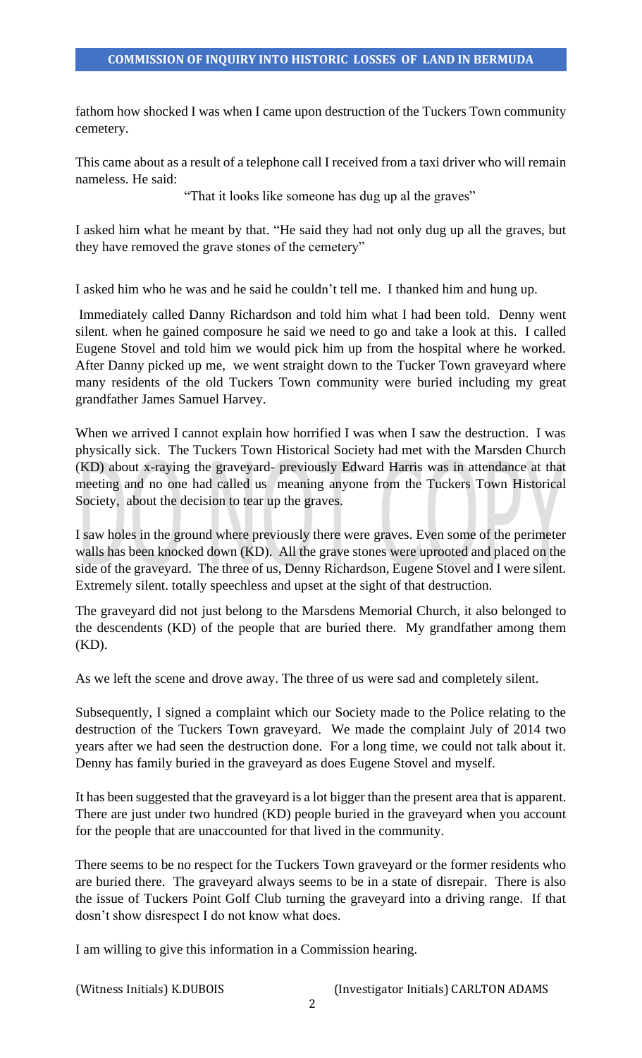fathom how shocked I was when I came upon destruction of the Tuckers Town community cemetery.

This came about as a result of a telephone call I received from a taxi driver who will remain nameless. He said:

"That it looks like someone has dug up al the graves"

I asked him what he meant by that. "He said they had not only dug up all the graves, but they have removed the grave stones of the cemetery"

I asked him who he was and he said he couldn't tell me. I thanked him and hung up.

Immediately called Danny Richardson and told him what I had been told. Denny went silent. when he gained composure he said we need to go and take a look at this. I called Eugene Stovel and told him we would pick him up from the hospital where he worked. After Danny picked up me, we went straight down to the Tucker Town graveyard where many residents of the old Tuckers Town community were buried including my great grandfather James Samuel Harvey.

When we arrived I cannot explain how horrified I was when I saw the destruction. I was physically sick. The Tuckers Town Historical Society had met with the Marsden Church (KD) about x-raying the graveyard- previously Edward Harris was in attendance at that meeting and no one had called us meaning anyone from the Tuckers Town Historical Society, about the decision to tear up the graves.

I saw holes in the ground where previously there were graves. Even some of the perimeter walls has been knocked down (KD). All the grave stones were uprooted and placed on the side of the graveyard. The three of us, Denny Richardson, Eugene Stovel and I were silent. Extremely silent. totally speechless and upset at the sight of that destruction.

The graveyard did not just belong to the Marsdens Memorial Church, it also belonged to the descendents (KD) of the people that are buried there. My grandfather among them (KD).

As we left the scene and drove away. The three of us were sad and completely silent.

Subsequently, I signed a complaint which our Society made to the Police relating to the destruction of the Tuckers Town graveyard. We made the complaint July of 2014 two years after we had seen the destruction done. For a long time, we could not talk about it. Denny has family buried in the graveyard as does Eugene Stovel and myself.

It has been suggested that the graveyard is a lot bigger than the present area that is apparent. There are just under two hundred (KD) people buried in the graveyard when you account for the people that are unaccounted for that lived in the community.

There seems to be no respect for the Tuckers Town graveyard or the former residents who are buried there. The graveyard always seems to be in a state of disrepair. There is also the issue of Tuckers Point Golf Club turning the graveyard into a driving range. If that dosn't show disrespect I do not know what does.

I am willing to give this information in a Commission hearing.

(Witness Initials) K.DUBOIS (Investigator Initials) CARLTON ADAMS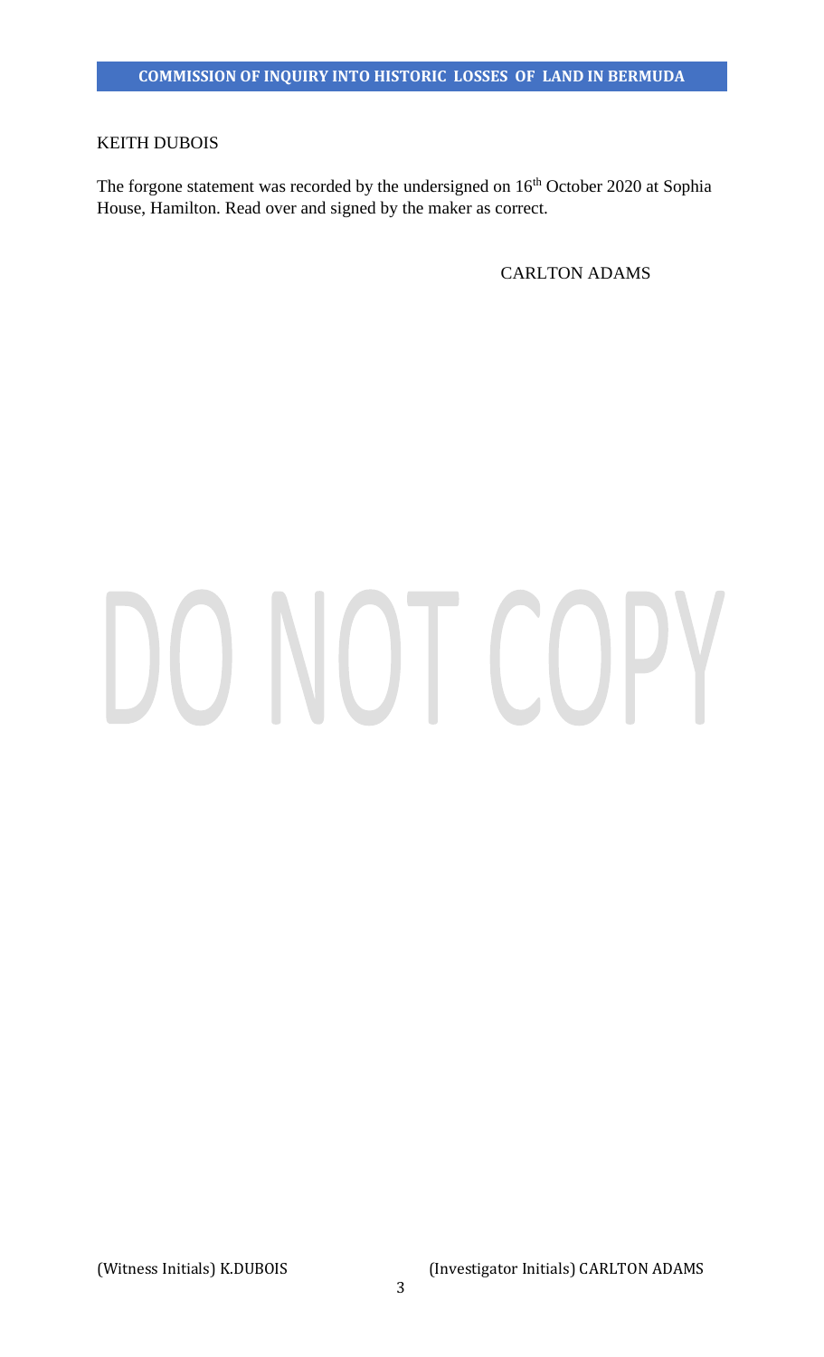KEITH DUBOIS

The forgone statement was recorded by the undersigned on 16th October 2020 at Sophia House, Hamilton. Read over and signed by the maker as correct.

CARLTON ADAMS

DO NOT COPY

(Witness Initials) K.DUBOIS (Investigator Initials) CARLTON ADAMS